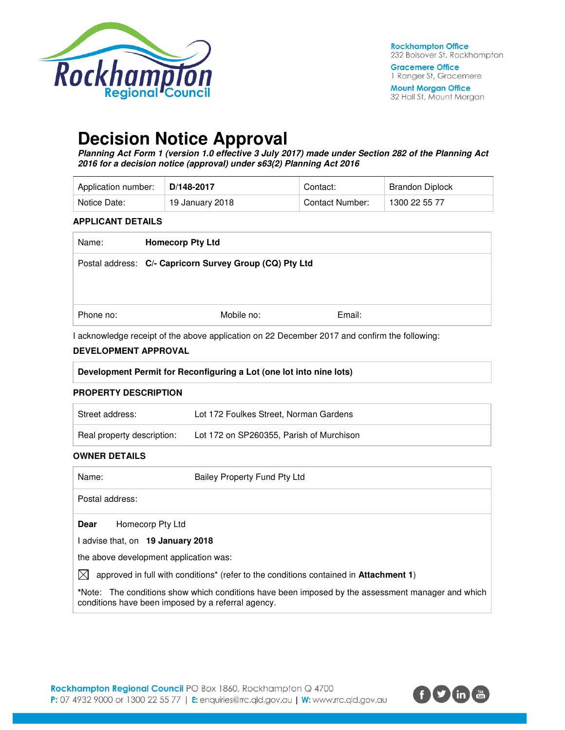Rockhampton Office
232 Bolsover St, Rockhampton

Gracemere Office
1 Ranger St, Gracemere

Mount Morgan Office
32 Hall St, Mount Morgan

# Decision Notice Approval

***Planning Act Form 1 (version 1.0 effective 3 July 2017) made under Section 282 of the Planning Act 2016 for a decision notice (approval) under s63(2) Planning Act 2016***

| Application number: | **D/148-2017** | Contact: | Brandon Diplock |
|---|---|---|---|
| Notice Date: | 19 January 2018 | Contact Number: | 1300 22 55 77 |

## APPLICANT DETAILS

| | | | |
|---|---|---|---|
| Name: | **Homecorp Pty Ltd** | | |
| Postal address: | **C/- Capricorn Survey Group (CQ) Pty Ltd** | | |
| Phone no: | Mobile no: | Email: | |

I acknowledge receipt of the above application on 22 December 2017 and confirm the following:

## DEVELOPMENT APPROVAL

**Development Permit for Reconfiguring a Lot (one lot into nine lots)**

## PROPERTY DESCRIPTION

| | |
|---|---|
| Street address: | Lot 172 Foulkes Street, Norman Gardens |
| Real property description: | Lot 172 on SP260355, Parish of Murchison |

## OWNER DETAILS

| | |
|---|---|
| Name: | Bailey Property Fund Pty Ltd |
| Postal address: | |

**Dear** Homecorp Pty Ltd

I advise that, on **19 January 2018**

the above development application was:

☒ approved in full with conditions* (refer to the conditions contained in **Attachment 1**)

***Note:** The conditions show which conditions have been imposed by the assessment manager and which conditions have been imposed by a referral agency.

**Rockhampton Regional Council** PO Box 1860, Rockhampton Q 4700
**P:** 07 4932 9000 or 1300 22 55 77 | **E:** enquiries@rrc.qld.gov.au | **W:** www.rrc.qld.gov.au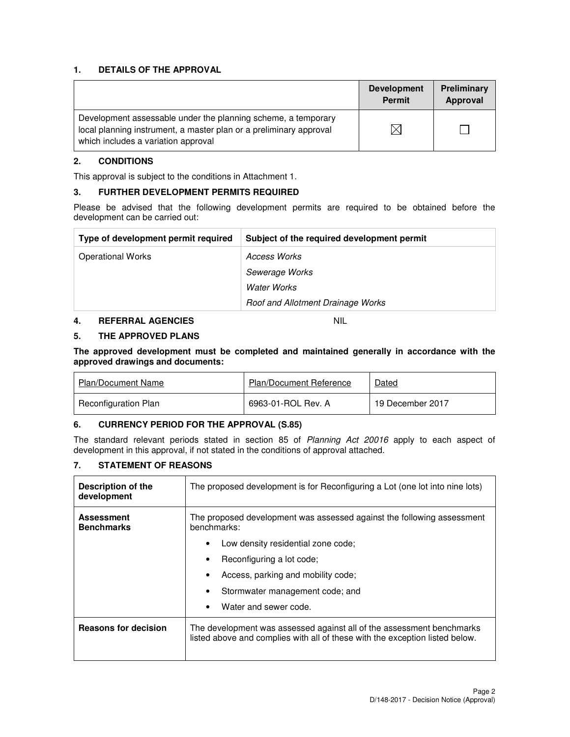## 1. DETAILS OF THE APPROVAL

| | Development Permit | Preliminary Approval |
|---|---|---|
| Development assessable under the planning scheme, a temporary local planning instrument, a master plan or a preliminary approval which includes a variation approval | ☒ | ☐ |

## 2. CONDITIONS

This approval is subject to the conditions in Attachment 1.

## 3. FURTHER DEVELOPMENT PERMITS REQUIRED

Please be advised that the following development permits are required to be obtained before the development can be carried out:

| Type of development permit required | Subject of the required development permit |
|---|---|
| Operational Works | *Access Works*<br>*Sewerage Works*<br>*Water Works*<br>*Roof and Allotment Drainage Works* |

## 4. REFERRAL AGENCIES NIL

## 5. THE APPROVED PLANS

**The approved development must be completed and maintained generally in accordance with the approved drawings and documents:**

| Plan/Document Name | Plan/Document Reference | Dated |
|---|---|---|
| Reconfiguration Plan | 6963-01-ROL Rev. A | 19 December 2017 |

## 6. CURRENCY PERIOD FOR THE APPROVAL (S.85)

The standard relevant periods stated in section 85 of *Planning Act 20016* apply to each aspect of development in this approval, if not stated in the conditions of approval attached.

## 7. STATEMENT OF REASONS

| **Description of the development** | The proposed development is for Reconfiguring a Lot (one lot into nine lots) |
|---|---|
| **Assessment Benchmarks** | The proposed development was assessed against the following assessment benchmarks:<br>• Low density residential zone code;<br>• Reconfiguring a lot code;<br>• Access, parking and mobility code;<br>• Stormwater management code; and<br>• Water and sewer code. |
| **Reasons for decision** | The development was assessed against all of the assessment benchmarks listed above and complies with all of these with the exception listed below. |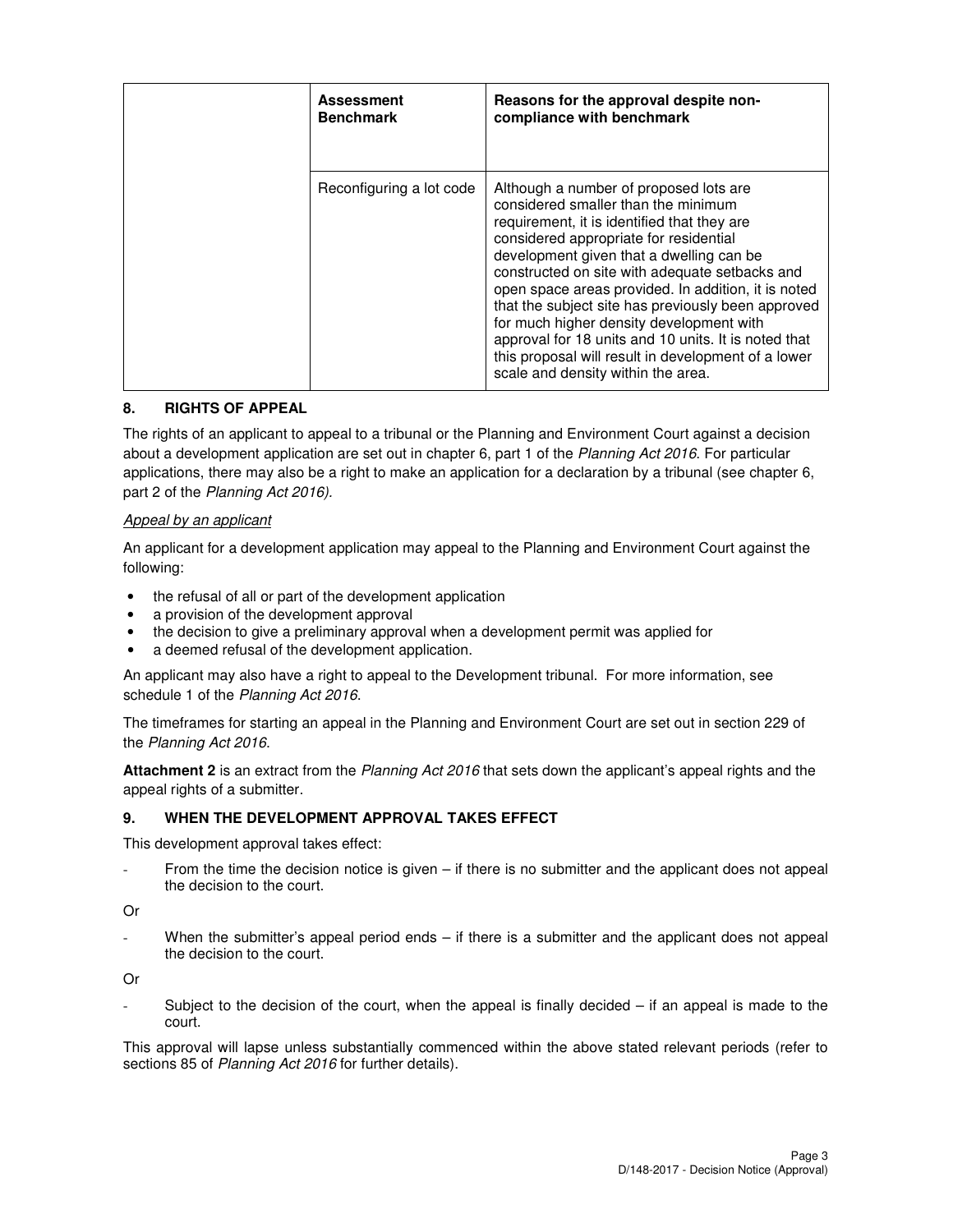| | Assessment Benchmark | Reasons for the approval despite non-compliance with benchmark |
|---|---|---|
| | Reconfiguring a lot code | Although a number of proposed lots are considered smaller than the minimum requirement, it is identified that they are considered appropriate for residential development given that a dwelling can be constructed on site with adequate setbacks and open space areas provided. In addition, it is noted that the subject site has previously been approved for much higher density development with approval for 18 units and 10 units. It is noted that this proposal will result in development of a lower scale and density within the area. |

## 8. RIGHTS OF APPEAL

The rights of an applicant to appeal to a tribunal or the Planning and Environment Court against a decision about a development application are set out in chapter 6, part 1 of the *Planning Act 2016*. For particular applications, there may also be a right to make an application for a declaration by a tribunal (see chapter 6, part 2 of the *Planning Act 2016).*

*Appeal by an applicant*

An applicant for a development application may appeal to the Planning and Environment Court against the following:

- the refusal of all or part of the development application
- a provision of the development approval
- the decision to give a preliminary approval when a development permit was applied for
- a deemed refusal of the development application.

An applicant may also have a right to appeal to the Development tribunal. For more information, see schedule 1 of the *Planning Act 2016*.

The timeframes for starting an appeal in the Planning and Environment Court are set out in section 229 of the *Planning Act 2016*.

**Attachment 2** is an extract from the *Planning Act 2016* that sets down the applicant's appeal rights and the appeal rights of a submitter.

## 9. WHEN THE DEVELOPMENT APPROVAL TAKES EFFECT

This development approval takes effect:

- From the time the decision notice is given – if there is no submitter and the applicant does not appeal the decision to the court.

Or

- When the submitter's appeal period ends – if there is a submitter and the applicant does not appeal the decision to the court.

Or

- Subject to the decision of the court, when the appeal is finally decided – if an appeal is made to the court.

This approval will lapse unless substantially commenced within the above stated relevant periods (refer to sections 85 of *Planning Act 2016* for further details).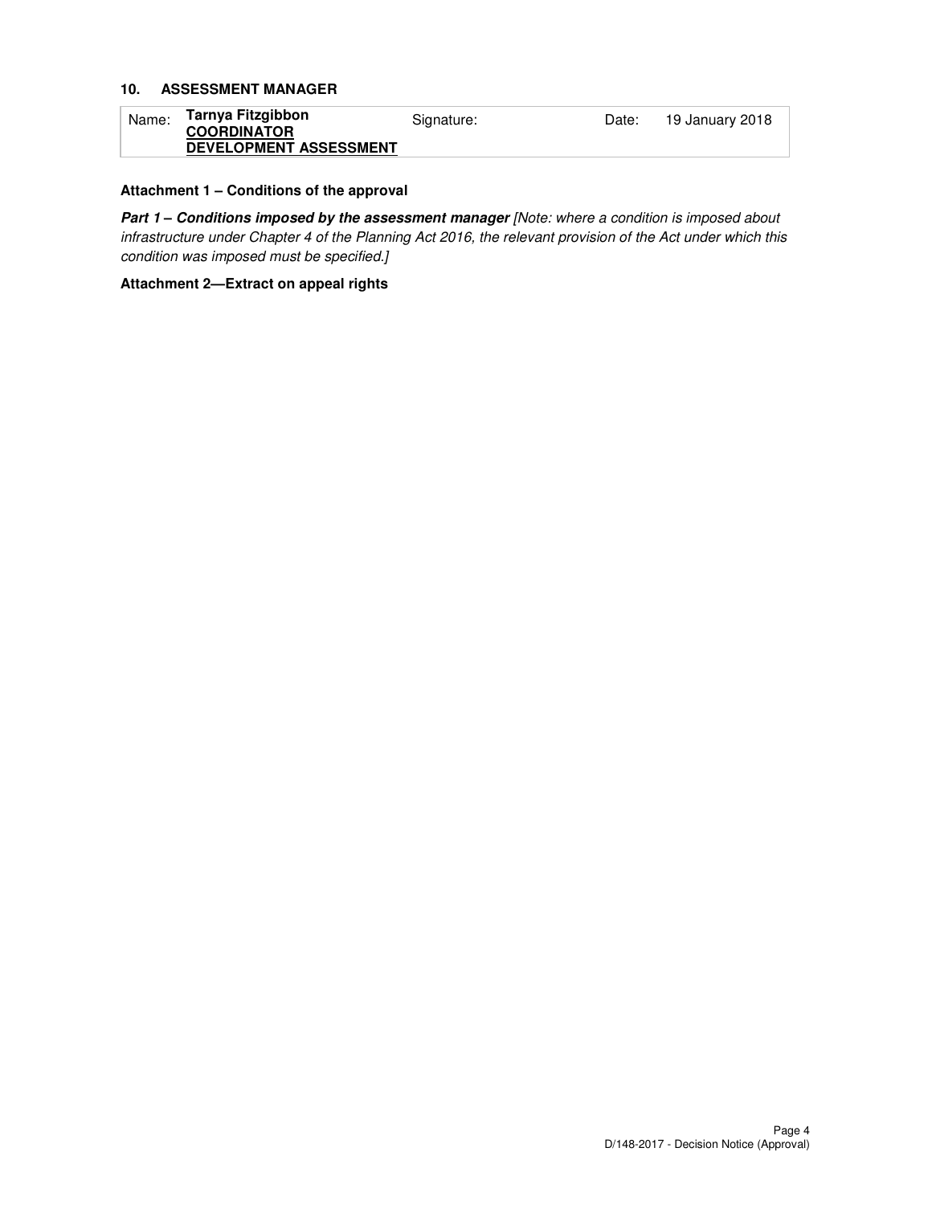## 10. ASSESSMENT MANAGER

| Name: | **Tarnya Fitzgibbon** **COORDINATOR DEVELOPMENT ASSESSMENT** | Signature: | | Date: | 19 January 2018 |
|---|---|---|---|---|---|

**Attachment 1 – Conditions of the approval**

***Part 1 – Conditions imposed by the assessment manager*** *[Note: where a condition is imposed about infrastructure under Chapter 4 of the Planning Act 2016, the relevant provision of the Act under which this condition was imposed must be specified.]*

**Attachment 2—Extract on appeal rights**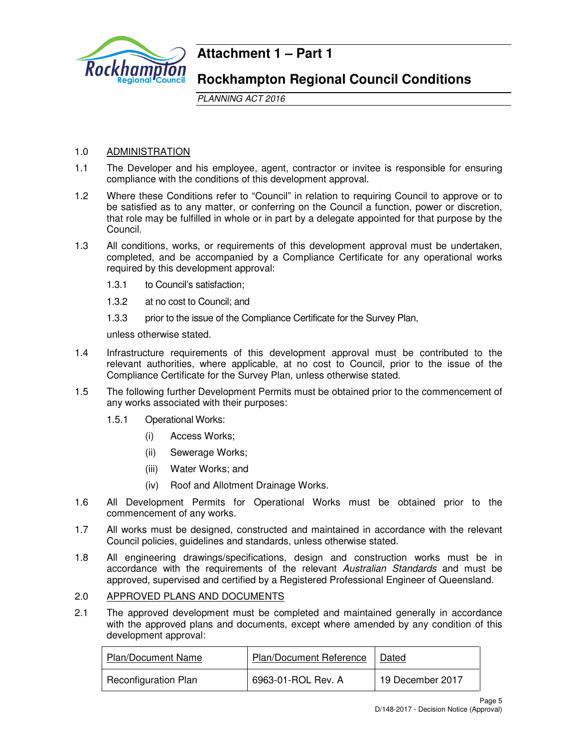# Attachment 1 – Part 1

## Rockhampton Regional Council Conditions

*PLANNING ACT 2016*

1.0 ADMINISTRATION

1.1 The Developer and his employee, agent, contractor or invitee is responsible for ensuring compliance with the conditions of this development approval.

1.2 Where these Conditions refer to "Council" in relation to requiring Council to approve or to be satisfied as to any matter, or conferring on the Council a function, power or discretion, that role may be fulfilled in whole or in part by a delegate appointed for that purpose by the Council.

1.3 All conditions, works, or requirements of this development approval must be undertaken, completed, and be accompanied by a Compliance Certificate for any operational works required by this development approval:

1.3.1 to Council's satisfaction;

1.3.2 at no cost to Council; and

1.3.3 prior to the issue of the Compliance Certificate for the Survey Plan,

unless otherwise stated.

1.4 Infrastructure requirements of this development approval must be contributed to the relevant authorities, where applicable, at no cost to Council, prior to the issue of the Compliance Certificate for the Survey Plan, unless otherwise stated.

1.5 The following further Development Permits must be obtained prior to the commencement of any works associated with their purposes:

1.5.1 Operational Works:

(i) Access Works;

(ii) Sewerage Works;

(iii) Water Works; and

(iv) Roof and Allotment Drainage Works.

1.6 All Development Permits for Operational Works must be obtained prior to the commencement of any works.

1.7 All works must be designed, constructed and maintained in accordance with the relevant Council policies, guidelines and standards, unless otherwise stated.

1.8 All engineering drawings/specifications, design and construction works must be in accordance with the requirements of the relevant *Australian Standards* and must be approved, supervised and certified by a Registered Professional Engineer of Queensland.

2.0 APPROVED PLANS AND DOCUMENTS

2.1 The approved development must be completed and maintained generally in accordance with the approved plans and documents, except where amended by any condition of this development approval:

| Plan/Document Name | Plan/Document Reference | Dated |
|---|---|---|
| Reconfiguration Plan | 6963-01-ROL Rev. A | 19 December 2017 |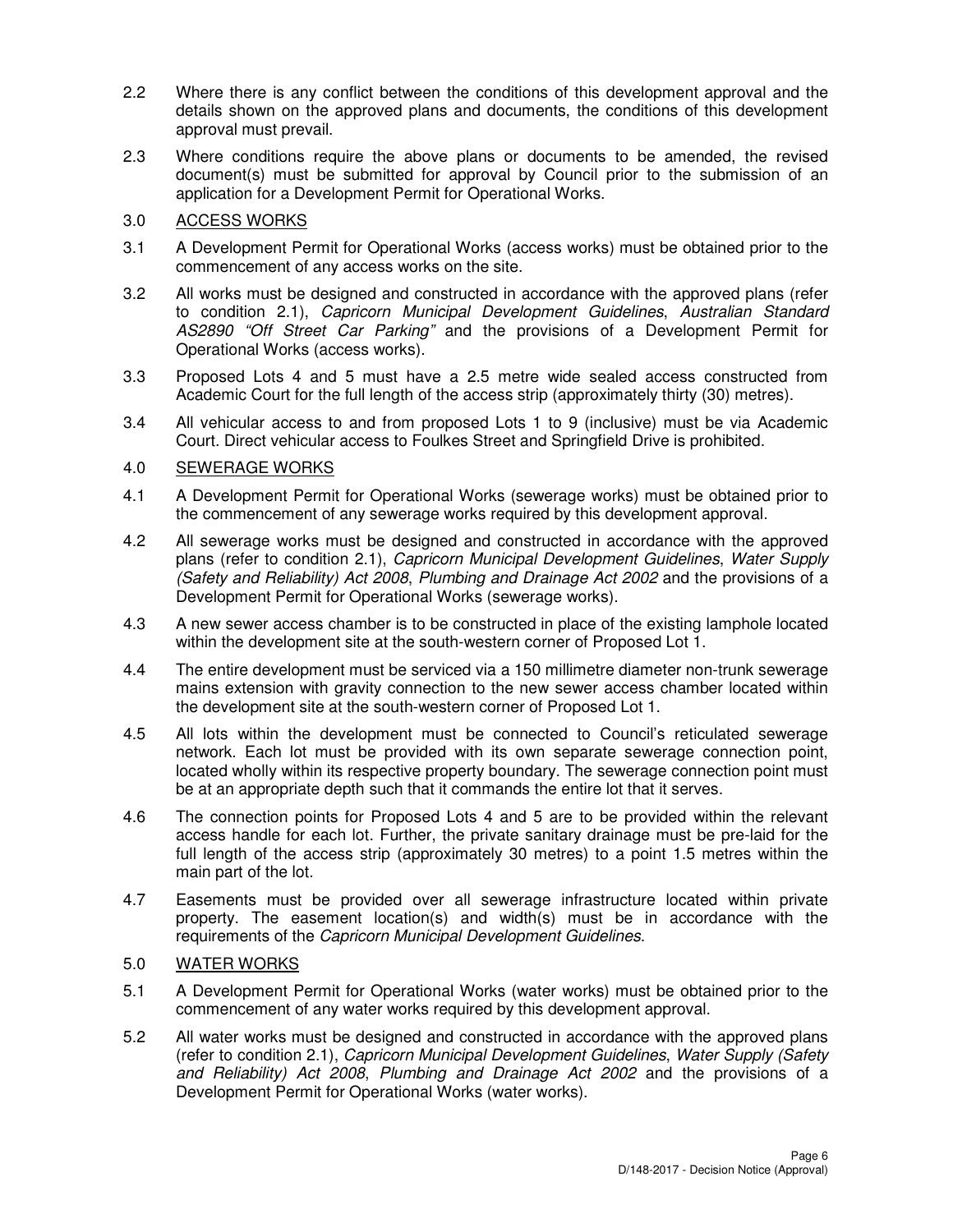2.2 Where there is any conflict between the conditions of this development approval and the details shown on the approved plans and documents, the conditions of this development approval must prevail.

2.3 Where conditions require the above plans or documents to be amended, the revised document(s) must be submitted for approval by Council prior to the submission of an application for a Development Permit for Operational Works.

3.0 <u>ACCESS WORKS</u>

3.1 A Development Permit for Operational Works (access works) must be obtained prior to the commencement of any access works on the site.

3.2 All works must be designed and constructed in accordance with the approved plans (refer to condition 2.1), *Capricorn Municipal Development Guidelines*, *Australian Standard AS2890 "Off Street Car Parking"* and the provisions of a Development Permit for Operational Works (access works).

3.3 Proposed Lots 4 and 5 must have a 2.5 metre wide sealed access constructed from Academic Court for the full length of the access strip (approximately thirty (30) metres).

3.4 All vehicular access to and from proposed Lots 1 to 9 (inclusive) must be via Academic Court. Direct vehicular access to Foulkes Street and Springfield Drive is prohibited.

4.0 <u>SEWERAGE WORKS</u>

4.1 A Development Permit for Operational Works (sewerage works) must be obtained prior to the commencement of any sewerage works required by this development approval.

4.2 All sewerage works must be designed and constructed in accordance with the approved plans (refer to condition 2.1), *Capricorn Municipal Development Guidelines*, *Water Supply (Safety and Reliability) Act 2008*, *Plumbing and Drainage Act 2002* and the provisions of a Development Permit for Operational Works (sewerage works).

4.3 A new sewer access chamber is to be constructed in place of the existing lamphole located within the development site at the south-western corner of Proposed Lot 1.

4.4 The entire development must be serviced via a 150 millimetre diameter non-trunk sewerage mains extension with gravity connection to the new sewer access chamber located within the development site at the south-western corner of Proposed Lot 1.

4.5 All lots within the development must be connected to Council's reticulated sewerage network. Each lot must be provided with its own separate sewerage connection point, located wholly within its respective property boundary. The sewerage connection point must be at an appropriate depth such that it commands the entire lot that it serves.

4.6 The connection points for Proposed Lots 4 and 5 are to be provided within the relevant access handle for each lot. Further, the private sanitary drainage must be pre-laid for the full length of the access strip (approximately 30 metres) to a point 1.5 metres within the main part of the lot.

4.7 Easements must be provided over all sewerage infrastructure located within private property. The easement location(s) and width(s) must be in accordance with the requirements of the *Capricorn Municipal Development Guidelines*.

5.0 <u>WATER WORKS</u>

5.1 A Development Permit for Operational Works (water works) must be obtained prior to the commencement of any water works required by this development approval.

5.2 All water works must be designed and constructed in accordance with the approved plans (refer to condition 2.1), *Capricorn Municipal Development Guidelines*, *Water Supply (Safety and Reliability) Act 2008*, *Plumbing and Drainage Act 2002* and the provisions of a Development Permit for Operational Works (water works).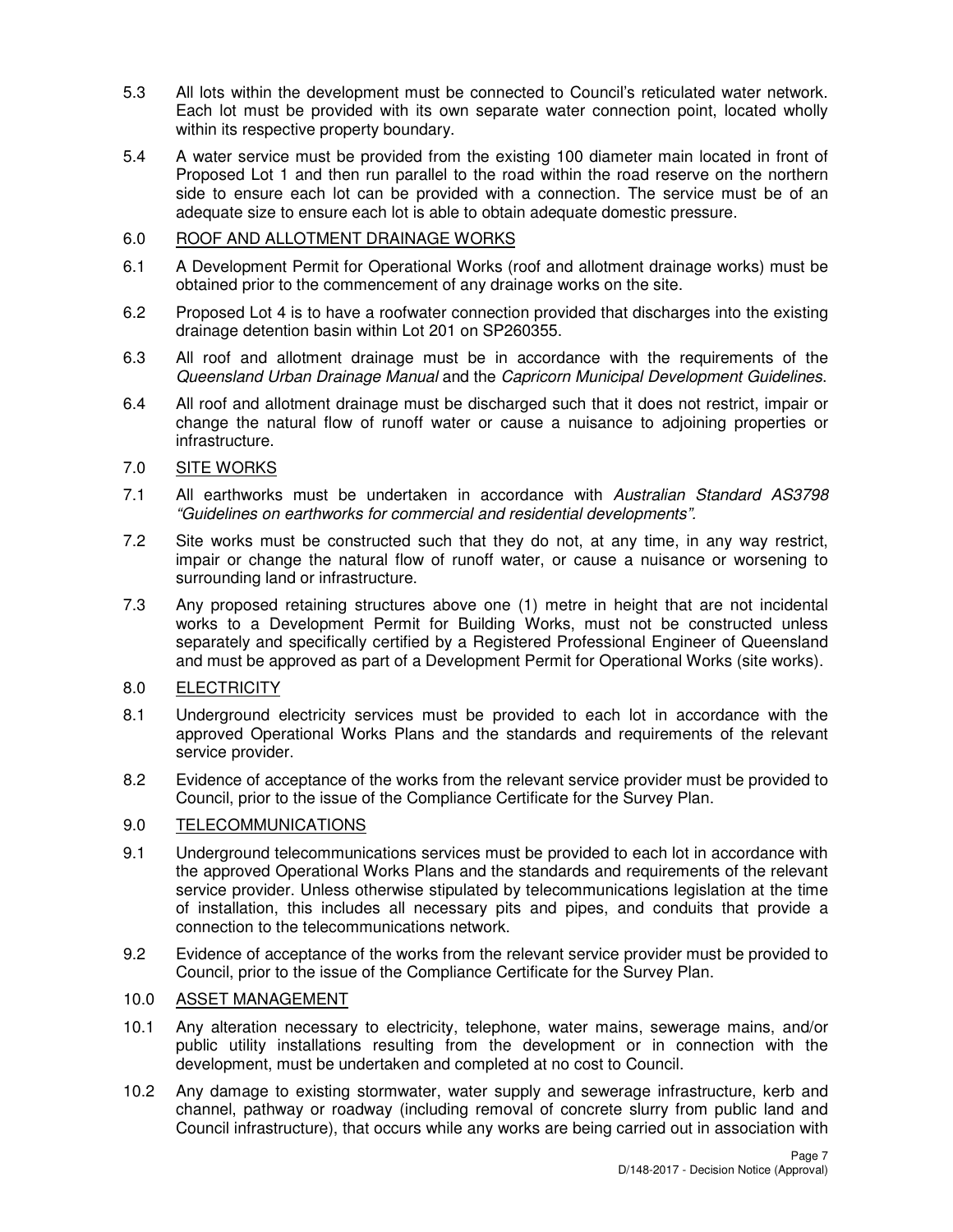5.3 All lots within the development must be connected to Council's reticulated water network. Each lot must be provided with its own separate water connection point, located wholly within its respective property boundary.

5.4 A water service must be provided from the existing 100 diameter main located in front of Proposed Lot 1 and then run parallel to the road within the road reserve on the northern side to ensure each lot can be provided with a connection. The service must be of an adequate size to ensure each lot is able to obtain adequate domestic pressure.

6.0 <u>ROOF AND ALLOTMENT DRAINAGE WORKS</u>

6.1 A Development Permit for Operational Works (roof and allotment drainage works) must be obtained prior to the commencement of any drainage works on the site.

6.2 Proposed Lot 4 is to have a roofwater connection provided that discharges into the existing drainage detention basin within Lot 201 on SP260355.

6.3 All roof and allotment drainage must be in accordance with the requirements of the *Queensland Urban Drainage Manual* and the *Capricorn Municipal Development Guidelines.*

6.4 All roof and allotment drainage must be discharged such that it does not restrict, impair or change the natural flow of runoff water or cause a nuisance to adjoining properties or infrastructure.

7.0 <u>SITE WORKS</u>

7.1 All earthworks must be undertaken in accordance with *Australian Standard AS3798 "Guidelines on earthworks for commercial and residential developments".*

7.2 Site works must be constructed such that they do not, at any time, in any way restrict, impair or change the natural flow of runoff water, or cause a nuisance or worsening to surrounding land or infrastructure.

7.3 Any proposed retaining structures above one (1) metre in height that are not incidental works to a Development Permit for Building Works, must not be constructed unless separately and specifically certified by a Registered Professional Engineer of Queensland and must be approved as part of a Development Permit for Operational Works (site works).

8.0 <u>ELECTRICITY</u>

8.1 Underground electricity services must be provided to each lot in accordance with the approved Operational Works Plans and the standards and requirements of the relevant service provider.

8.2 Evidence of acceptance of the works from the relevant service provider must be provided to Council, prior to the issue of the Compliance Certificate for the Survey Plan.

9.0 <u>TELECOMMUNICATIONS</u>

9.1 Underground telecommunications services must be provided to each lot in accordance with the approved Operational Works Plans and the standards and requirements of the relevant service provider. Unless otherwise stipulated by telecommunications legislation at the time of installation, this includes all necessary pits and pipes, and conduits that provide a connection to the telecommunications network.

9.2 Evidence of acceptance of the works from the relevant service provider must be provided to Council, prior to the issue of the Compliance Certificate for the Survey Plan.

10.0 <u>ASSET MANAGEMENT</u>

10.1 Any alteration necessary to electricity, telephone, water mains, sewerage mains, and/or public utility installations resulting from the development or in connection with the development, must be undertaken and completed at no cost to Council.

10.2 Any damage to existing stormwater, water supply and sewerage infrastructure, kerb and channel, pathway or roadway (including removal of concrete slurry from public land and Council infrastructure), that occurs while any works are being carried out in association with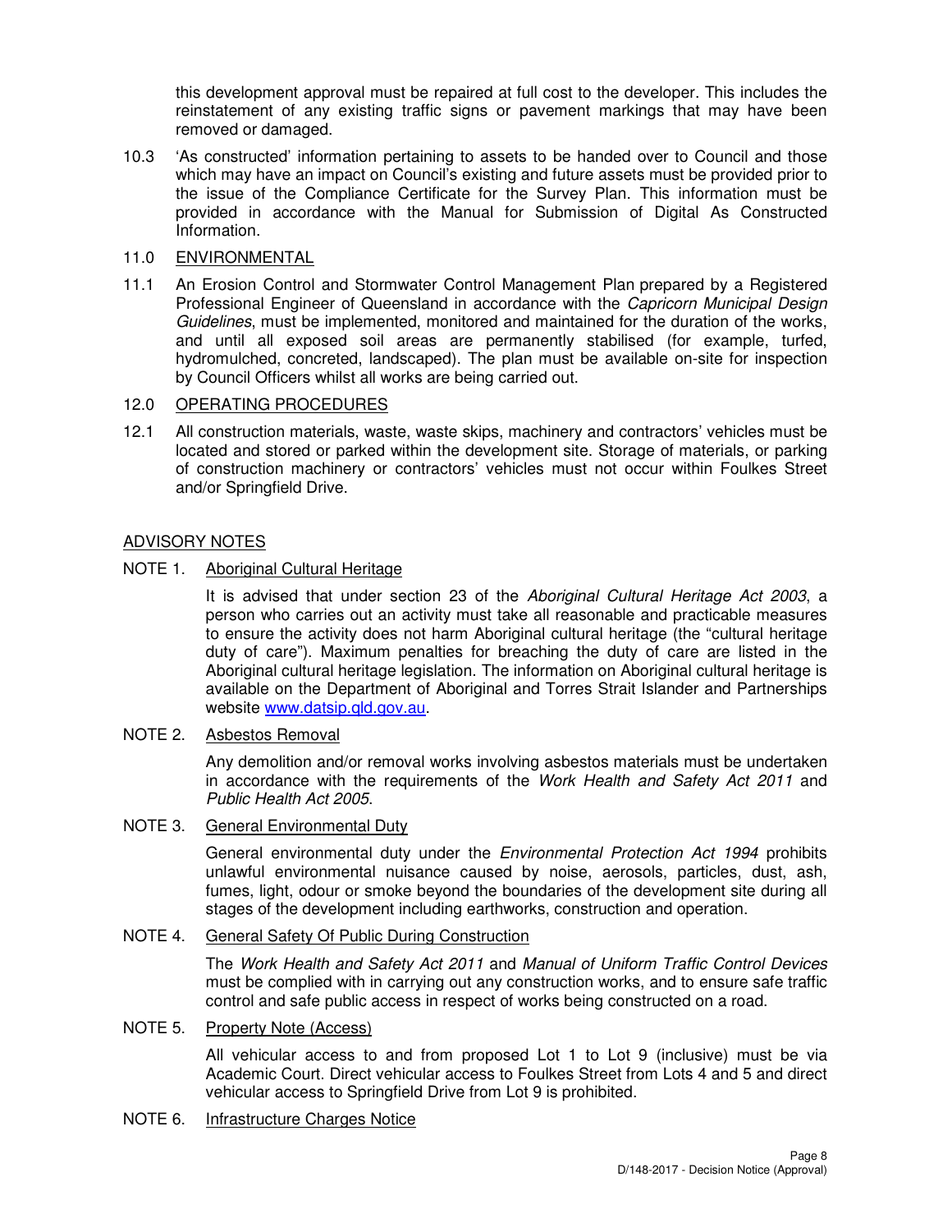this development approval must be repaired at full cost to the developer. This includes the reinstatement of any existing traffic signs or pavement markings that may have been removed or damaged.

10.3 'As constructed' information pertaining to assets to be handed over to Council and those which may have an impact on Council's existing and future assets must be provided prior to the issue of the Compliance Certificate for the Survey Plan. This information must be provided in accordance with the Manual for Submission of Digital As Constructed Information.

11.0 ENVIRONMENTAL

11.1 An Erosion Control and Stormwater Control Management Plan prepared by a Registered Professional Engineer of Queensland in accordance with the *Capricorn Municipal Design Guidelines*, must be implemented, monitored and maintained for the duration of the works, and until all exposed soil areas are permanently stabilised (for example, turfed, hydromulched, concreted, landscaped). The plan must be available on-site for inspection by Council Officers whilst all works are being carried out.

12.0 OPERATING PROCEDURES

12.1 All construction materials, waste, waste skips, machinery and contractors' vehicles must be located and stored or parked within the development site. Storage of materials, or parking of construction machinery or contractors' vehicles must not occur within Foulkes Street and/or Springfield Drive.

ADVISORY NOTES

NOTE 1. Aboriginal Cultural Heritage

It is advised that under section 23 of the *Aboriginal Cultural Heritage Act 2003*, a person who carries out an activity must take all reasonable and practicable measures to ensure the activity does not harm Aboriginal cultural heritage (the "cultural heritage duty of care"). Maximum penalties for breaching the duty of care are listed in the Aboriginal cultural heritage legislation. The information on Aboriginal cultural heritage is available on the Department of Aboriginal and Torres Strait Islander and Partnerships website www.datsip.qld.gov.au.

NOTE 2. Asbestos Removal

Any demolition and/or removal works involving asbestos materials must be undertaken in accordance with the requirements of the *Work Health and Safety Act 2011* and *Public Health Act 2005*.

NOTE 3. General Environmental Duty

General environmental duty under the *Environmental Protection Act 1994* prohibits unlawful environmental nuisance caused by noise, aerosols, particles, dust, ash, fumes, light, odour or smoke beyond the boundaries of the development site during all stages of the development including earthworks, construction and operation.

NOTE 4. General Safety Of Public During Construction

The *Work Health and Safety Act 2011* and *Manual of Uniform Traffic Control Devices* must be complied with in carrying out any construction works, and to ensure safe traffic control and safe public access in respect of works being constructed on a road.

NOTE 5. Property Note (Access)

All vehicular access to and from proposed Lot 1 to Lot 9 (inclusive) must be via Academic Court. Direct vehicular access to Foulkes Street from Lots 4 and 5 and direct vehicular access to Springfield Drive from Lot 9 is prohibited.

NOTE 6. Infrastructure Charges Notice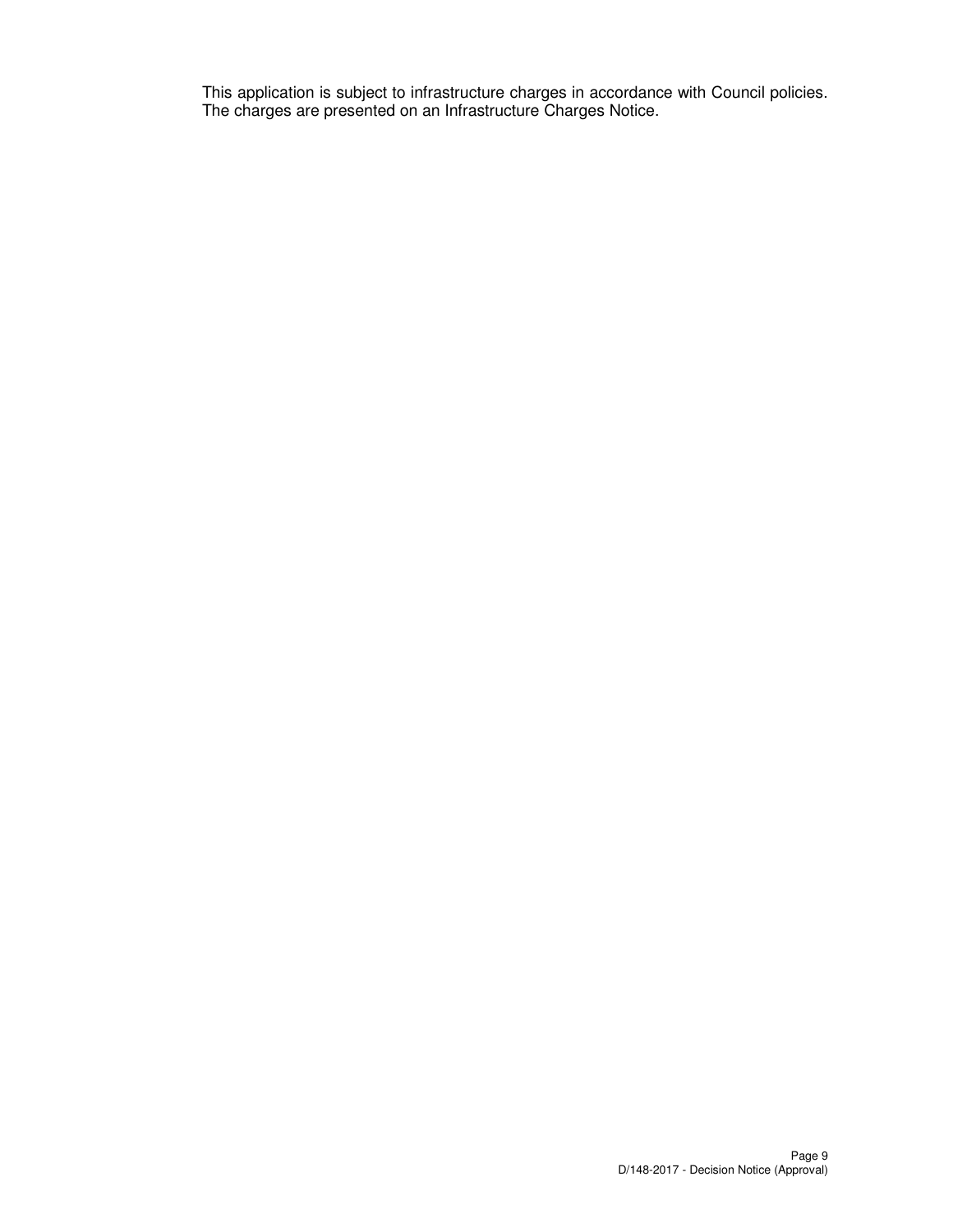This application is subject to infrastructure charges in accordance with Council policies. The charges are presented on an Infrastructure Charges Notice.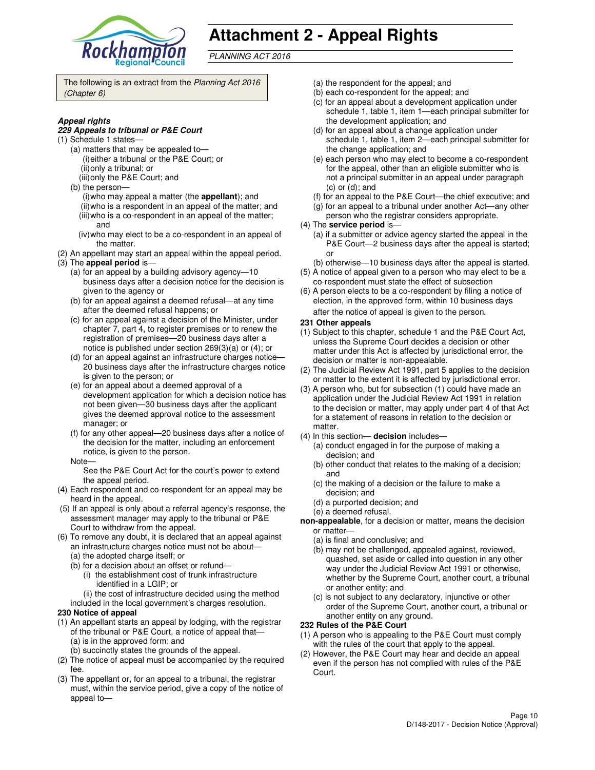# Attachment 2 - Appeal Rights

*PLANNING ACT 2016*

The following is an extract from the *Planning Act 2016 (Chapter 6)*

***Appeal rights***

***229 Appeals to tribunal or P&E Court***

(1) Schedule 1 states—
- (a) matters that may be appealed to—
  - (i) either a tribunal or the P&E Court; or
  - (ii) only a tribunal; or
  - (iii) only the P&E Court; and
- (b) the person—
  - (i) who may appeal a matter (the **appellant**); and
  - (ii) who is a respondent in an appeal of the matter; and
  - (iii) who is a co-respondent in an appeal of the matter; and
  - (iv) who may elect to be a co-respondent in an appeal of the matter.

(2) An appellant may start an appeal within the appeal period.

(3) The **appeal period** is—
- (a) for an appeal by a building advisory agency—10 business days after a decision notice for the decision is given to the agency or
- (b) for an appeal against a deemed refusal—at any time after the deemed refusal happens; or
- (c) for an appeal against a decision of the Minister, under chapter 7, part 4, to register premises or to renew the registration of premises—20 business days after a notice is published under section 269(3)(a) or (4); or
- (d) for an appeal against an infrastructure charges notice—20 business days after the infrastructure charges notice is given to the person; or
- (e) for an appeal about a deemed approval of a development application for which a decision notice has not been given—30 business days after the applicant gives the deemed approval notice to the assessment manager; or
- (f) for any other appeal—20 business days after a notice of the decision for the matter, including an enforcement notice, is given to the person.

Note—
See the P&E Court Act for the court's power to extend the appeal period.

(4) Each respondent and co-respondent for an appeal may be heard in the appeal.

(5) If an appeal is only about a referral agency's response, the assessment manager may apply to the tribunal or P&E Court to withdraw from the appeal.

(6) To remove any doubt, it is declared that an appeal against an infrastructure charges notice must not be about—
- (a) the adopted charge itself; or
- (b) for a decision about an offset or refund—
  - (i) the establishment cost of trunk infrastructure identified in a LGIP; or
  - (ii) the cost of infrastructure decided using the method included in the local government's charges resolution.

**230 Notice of appeal**

(1) An appellant starts an appeal by lodging, with the registrar of the tribunal or P&E Court, a notice of appeal that—
- (a) is in the approved form; and
- (b) succinctly states the grounds of the appeal.

(2) The notice of appeal must be accompanied by the required fee.

(3) The appellant or, for an appeal to a tribunal, the registrar must, within the service period, give a copy of the notice of appeal to—
- (a) the respondent for the appeal; and
- (b) each co-respondent for the appeal; and
- (c) for an appeal about a development application under schedule 1, table 1, item 1—each principal submitter for the development application; and
- (d) for an appeal about a change application under schedule 1, table 1, item 2—each principal submitter for the change application; and
- (e) each person who may elect to become a co-respondent for the appeal, other than an eligible submitter who is not a principal submitter in an appeal under paragraph (c) or (d); and
- (f) for an appeal to the P&E Court—the chief executive; and
- (g) for an appeal to a tribunal under another Act—any other person who the registrar considers appropriate.

(4) The **service period** is—
- (a) if a submitter or advice agency started the appeal in the P&E Court—2 business days after the appeal is started; or
- (b) otherwise—10 business days after the appeal is started.

(5) A notice of appeal given to a person who may elect to be a co-respondent must state the effect of subsection

(6) A person elects to be a co-respondent by filing a notice of election, in the approved form, within 10 business days after the notice of appeal is given to the person.

**231 Other appeals**

(1) Subject to this chapter, schedule 1 and the P&E Court Act, unless the Supreme Court decides a decision or other matter under this Act is affected by jurisdictional error, the decision or matter is non-appealable.

(2) The Judicial Review Act 1991, part 5 applies to the decision or matter to the extent it is affected by jurisdictional error.

(3) A person who, but for subsection (1) could have made an application under the Judicial Review Act 1991 in relation to the decision or matter, may apply under part 4 of that Act for a statement of reasons in relation to the decision or matter.

(4) In this section— **decision** includes—
- (a) conduct engaged in for the purpose of making a decision; and
- (b) other conduct that relates to the making of a decision; and
- (c) the making of a decision or the failure to make a decision; and
- (d) a purported decision; and
- (e) a deemed refusal.

**non-appealable**, for a decision or matter, means the decision or matter—
- (a) is final and conclusive; and
- (b) may not be challenged, appealed against, reviewed, quashed, set aside or called into question in any other way under the Judicial Review Act 1991 or otherwise, whether by the Supreme Court, another court, a tribunal or another entity; and
- (c) is not subject to any declaratory, injunctive or other order of the Supreme Court, another court, a tribunal or another entity on any ground.

**232 Rules of the P&E Court**

(1) A person who is appealing to the P&E Court must comply with the rules of the court that apply to the appeal.

(2) However, the P&E Court may hear and decide an appeal even if the person has not complied with rules of the P&E Court.

D/148-2017 - Decision Notice (Approval)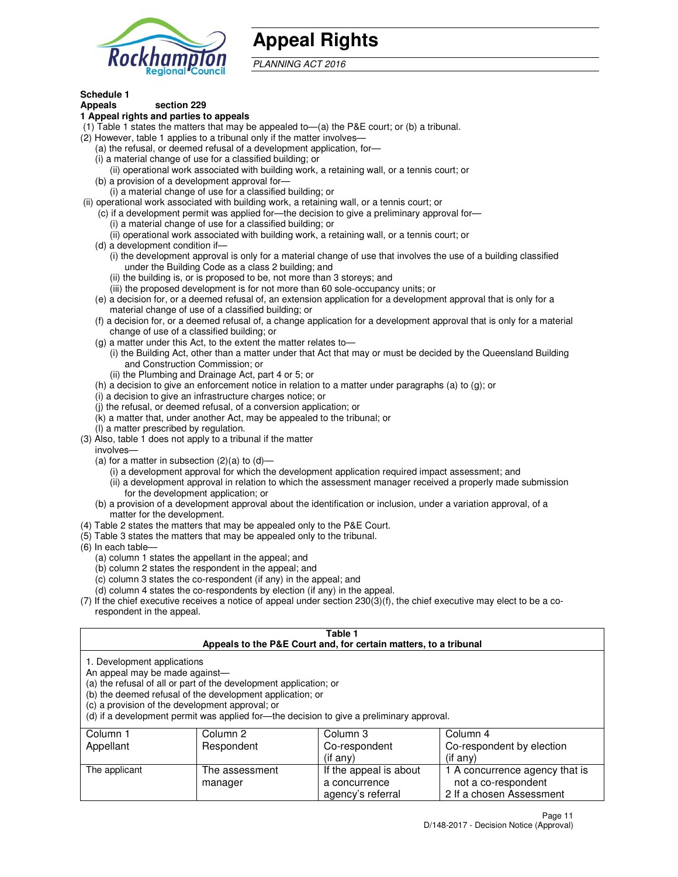# Appeal Rights

*PLANNING ACT 2016*

**Schedule 1**
**Appeals section 229**
**1 Appeal rights and parties to appeals**

(1) Table 1 states the matters that may be appealed to—(a) the P&E court; or (b) a tribunal.

(2) However, table 1 applies to a tribunal only if the matter involves—

(a) the refusal, or deemed refusal of a development application, for—

(i) a material change of use for a classified building; or

(ii) operational work associated with building work, a retaining wall, or a tennis court; or

(b) a provision of a development approval for—

(i) a material change of use for a classified building; or

(ii) operational work associated with building work, a retaining wall, or a tennis court; or

(c) if a development permit was applied for—the decision to give a preliminary approval for—

(i) a material change of use for a classified building; or

(ii) operational work associated with building work, a retaining wall, or a tennis court; or

(d) a development condition if—

(i) the development approval is only for a material change of use that involves the use of a building classified under the Building Code as a class 2 building; and

(ii) the building is, or is proposed to be, not more than 3 storeys; and

(iii) the proposed development is for not more than 60 sole-occupancy units; or

(e) a decision for, or a deemed refusal of, an extension application for a development approval that is only for a material change of use of a classified building; or

(f) a decision for, or a deemed refusal of, a change application for a development approval that is only for a material change of use of a classified building; or

(g) a matter under this Act, to the extent the matter relates to—

(i) the Building Act, other than a matter under that Act that may or must be decided by the Queensland Building and Construction Commission; or

(ii) the Plumbing and Drainage Act, part 4 or 5; or

(h) a decision to give an enforcement notice in relation to a matter under paragraphs (a) to (g); or

(i) a decision to give an infrastructure charges notice; or

(j) the refusal, or deemed refusal, of a conversion application; or

(k) a matter that, under another Act, may be appealed to the tribunal; or

(l) a matter prescribed by regulation.

(3) Also, table 1 does not apply to a tribunal if the matter involves—

(a) for a matter in subsection (2)(a) to (d)—

(i) a development approval for which the development application required impact assessment; and

(ii) a development approval in relation to which the assessment manager received a properly made submission for the development application; or

(b) a provision of a development approval about the identification or inclusion, under a variation approval, of a matter for the development.

(4) Table 2 states the matters that may be appealed only to the P&E Court.

(5) Table 3 states the matters that may be appealed only to the tribunal.

(6) In each table—

(a) column 1 states the appellant in the appeal; and

(b) column 2 states the respondent in the appeal; and

(c) column 3 states the co-respondent (if any) in the appeal; and

(d) column 4 states the co-respondents by election (if any) in the appeal.

(7) If the chief executive receives a notice of appeal under section 230(3)(f), the chief executive may elect to be a co-respondent in the appeal.

**Table 1**
**Appeals to the P&E Court and, for certain matters, to a tribunal**

1. Development applications

An appeal may be made against—

(a) the refusal of all or part of the development application; or

(b) the deemed refusal of the development application; or

(c) a provision of the development approval; or

(d) if a development permit was applied for—the decision to give a preliminary approval.

| Column 1<br>Appellant | Column 2<br>Respondent | Column 3<br>Co-respondent<br>(if any) | Column 4<br>Co-respondent by election<br>(if any) |
|---|---|---|---|
| The applicant | The assessment manager | If the appeal is about a concurrence agency's referral | 1 A concurrence agency that is not a co-respondent<br>2 If a chosen Assessment |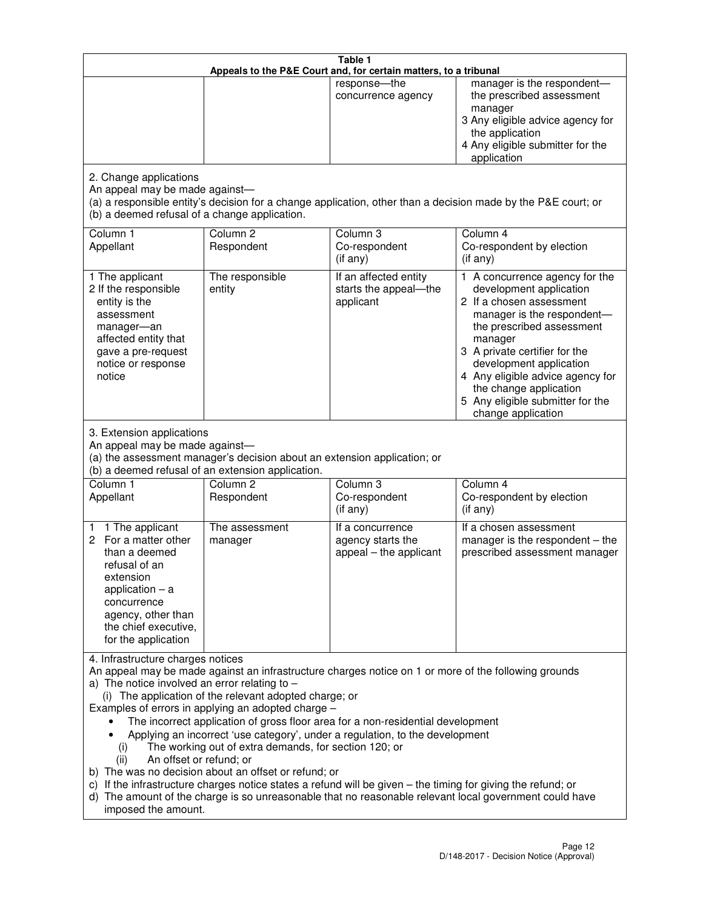**Table 1**
**Appeals to the P&E Court and, for certain matters, to a tribunal**

| | | | |
|---|---|---|---|
| | | response—the concurrence agency | manager is the respondent—the prescribed assessment manager<br>3 Any eligible advice agency for the application<br>4 Any eligible submitter for the application |

2. Change applications
An appeal may be made against—
(a) a responsible entity's decision for a change application, other than a decision made by the P&E court; or
(b) a deemed refusal of a change application.

| Column 1<br>Appellant | Column 2<br>Respondent | Column 3<br>Co-respondent<br>(if any) | Column 4<br>Co-respondent by election<br>(if any) |
|---|---|---|---|
| 1 The applicant<br>2 If the responsible entity is the assessment manager—an affected entity that gave a pre-request notice or response notice | The responsible entity | If an affected entity starts the appeal—the applicant | 1 A concurrence agency for the development application<br>2 If a chosen assessment manager is the respondent—the prescribed assessment manager<br>3 A private certifier for the development application<br>4 Any eligible advice agency for the change application<br>5 Any eligible submitter for the change application |

3. Extension applications
An appeal may be made against—
(a) the assessment manager's decision about an extension application; or
(b) a deemed refusal of an extension application.

| Column 1<br>Appellant | Column 2<br>Respondent | Column 3<br>Co-respondent<br>(if any) | Column 4<br>Co-respondent by election<br>(if any) |
|---|---|---|---|
| 1 1 The applicant<br>2 For a matter other than a deemed refusal of an extension application – a concurrence agency, other than the chief executive, for the application | The assessment manager | If a concurrence agency starts the appeal – the applicant | If a chosen assessment manager is the respondent – the prescribed assessment manager |

4. Infrastructure charges notices
An appeal may be made against an infrastructure charges notice on 1 or more of the following grounds
a) The notice involved an error relating to –
   (i) The application of the relevant adopted charge; or
Examples of errors in applying an adopted charge –
- The incorrect application of gross floor area for a non-residential development
- Applying an incorrect 'use category', under a regulation, to the development
   (i) The working out of extra demands, for section 120; or
   (ii) An offset or refund; or
b) The was no decision about an offset or refund; or
c) If the infrastructure charges notice states a refund will be given – the timing for giving the refund; or
d) The amount of the charge is so unreasonable that no reasonable relevant local government could have imposed the amount.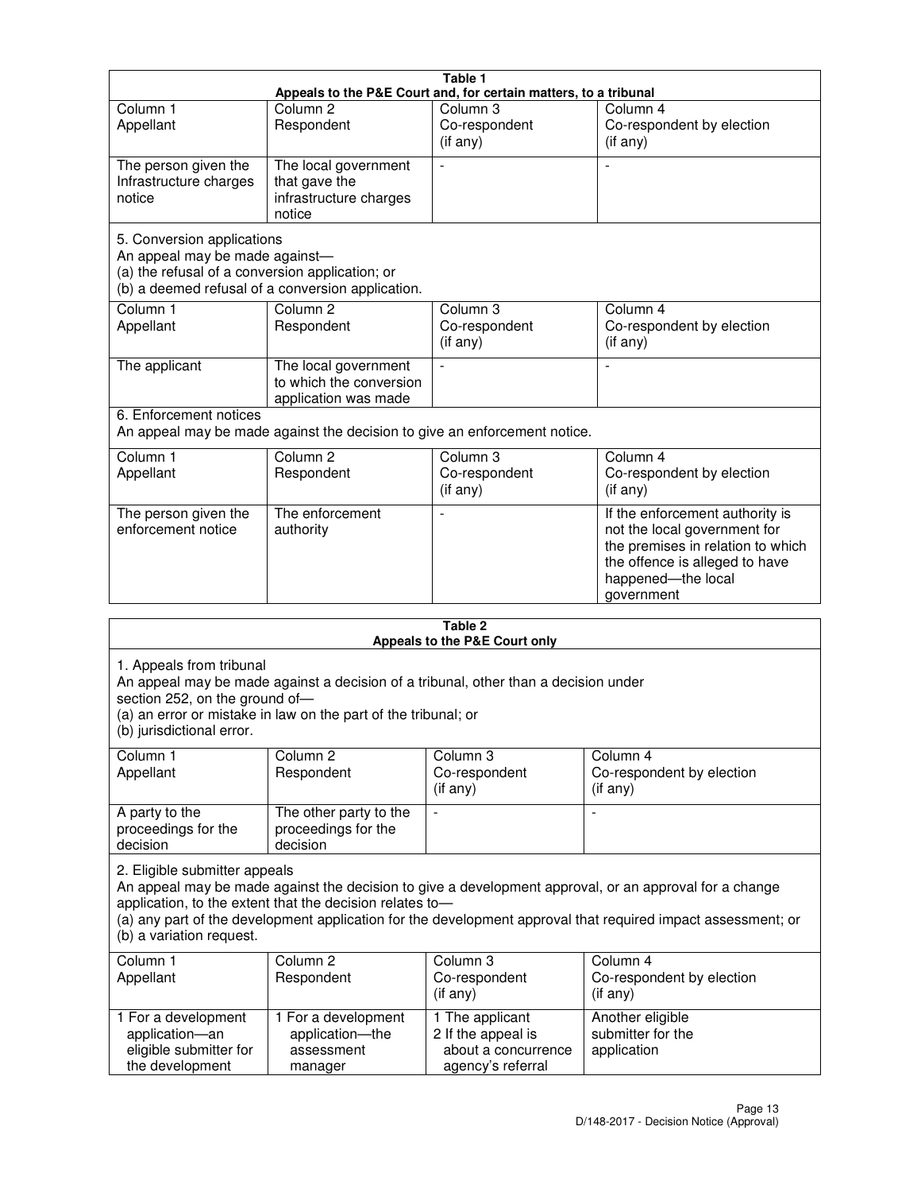**Table 1**
**Appeals to the P&E Court and, for certain matters, to a tribunal**

| Column 1<br>Appellant | Column 2<br>Respondent | Column 3<br>Co-respondent<br>(if any) | Column 4<br>Co-respondent by election<br>(if any) |
|---|---|---|---|
| The person given the Infrastructure charges notice | The local government that gave the infrastructure charges notice | - | - |

5. Conversion applications
An appeal may be made against—
(a) the refusal of a conversion application; or
(b) a deemed refusal of a conversion application.

| Column 1<br>Appellant | Column 2<br>Respondent | Column 3<br>Co-respondent<br>(if any) | Column 4<br>Co-respondent by election<br>(if any) |
|---|---|---|---|
| The applicant | The local government to which the conversion application was made | - | - |

6. Enforcement notices
An appeal may be made against the decision to give an enforcement notice.

| Column 1<br>Appellant | Column 2<br>Respondent | Column 3<br>Co-respondent<br>(if any) | Column 4<br>Co-respondent by election<br>(if any) |
|---|---|---|---|
| The person given the enforcement notice | The enforcement authority | - | If the enforcement authority is not the local government for the premises in relation to which the offence is alleged to have happened—the local government |

**Table 2**
**Appeals to the P&E Court only**

1. Appeals from tribunal
An appeal may be made against a decision of a tribunal, other than a decision under section 252, on the ground of—
(a) an error or mistake in law on the part of the tribunal; or
(b) jurisdictional error.

| Column 1<br>Appellant | Column 2<br>Respondent | Column 3<br>Co-respondent<br>(if any) | Column 4<br>Co-respondent by election<br>(if any) |
|---|---|---|---|
| A party to the proceedings for the decision | The other party to the proceedings for the decision | - | - |

2. Eligible submitter appeals
An appeal may be made against the decision to give a development approval, or an approval for a change application, to the extent that the decision relates to—
(a) any part of the development application for the development approval that required impact assessment; or
(b) a variation request.

| Column 1<br>Appellant | Column 2<br>Respondent | Column 3<br>Co-respondent<br>(if any) | Column 4<br>Co-respondent by election<br>(if any) |
|---|---|---|---|
| 1 For a development application—an eligible submitter for the development | 1 For a development application—the assessment manager | 1 The applicant<br>2 If the appeal is about a concurrence agency's referral | Another eligible submitter for the application |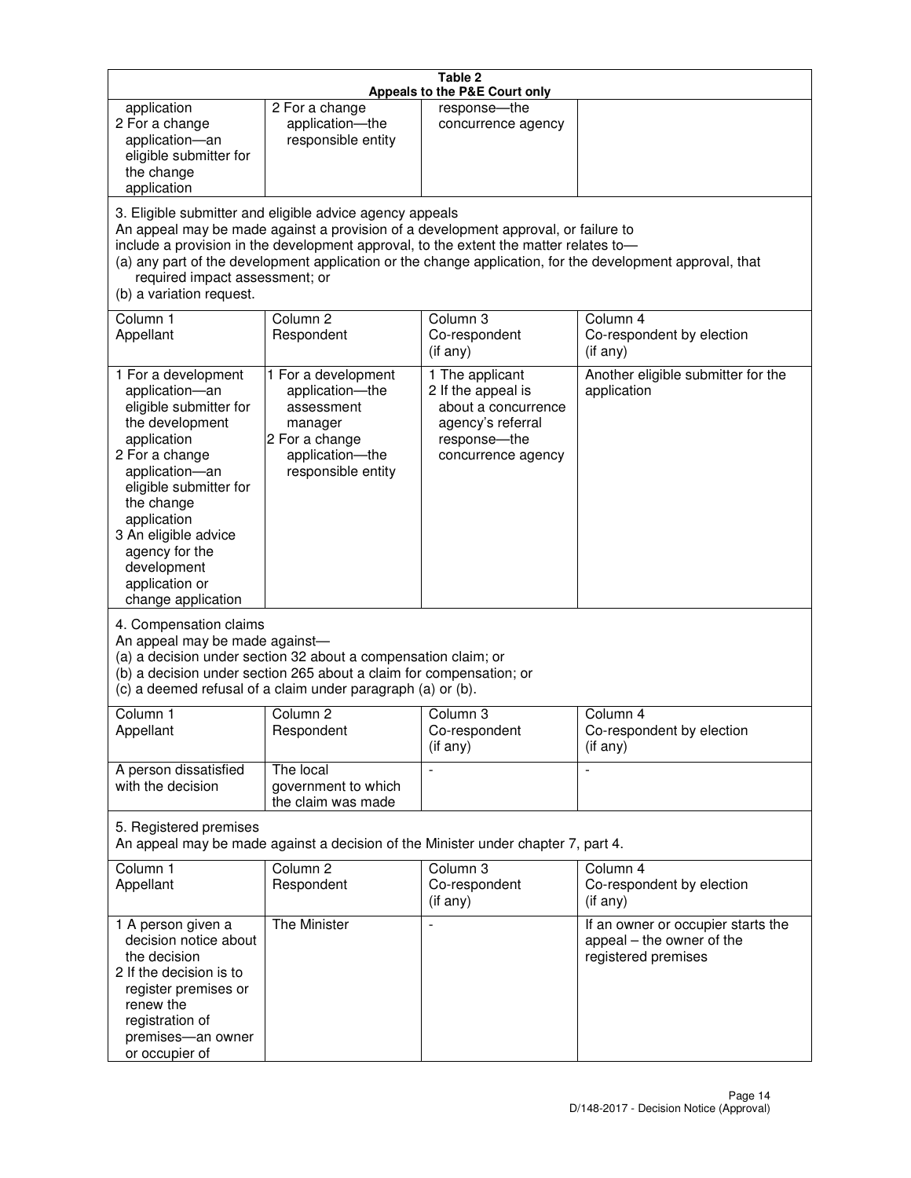**Table 2**
**Appeals to the P&E Court only**

| | | | |
|---|---|---|---|
| application<br>2 For a change application—an eligible submitter for the change application | 2 For a change application—the responsible entity | response—the concurrence agency | |

3. Eligible submitter and eligible advice agency appeals

An appeal may be made against a provision of a development approval, or failure to include a provision in the development approval, to the extent the matter relates to—

(a) any part of the development application or the change application, for the development approval, that required impact assessment; or

(b) a variation request.

| Column 1<br>Appellant | Column 2<br>Respondent | Column 3<br>Co-respondent<br>(if any) | Column 4<br>Co-respondent by election<br>(if any) |
|---|---|---|---|
| 1 For a development application—an eligible submitter for the development application<br>2 For a change application—an eligible submitter for the change application<br>3 An eligible advice agency for the development application or change application | 1 For a development application—the assessment manager<br>2 For a change application—the responsible entity | 1 The applicant<br>2 If the appeal is about a concurrence agency's referral response—the concurrence agency | Another eligible submitter for the application |

4. Compensation claims

An appeal may be made against—

(a) a decision under section 32 about a compensation claim; or

(b) a decision under section 265 about a claim for compensation; or

(c) a deemed refusal of a claim under paragraph (a) or (b).

| Column 1<br>Appellant | Column 2<br>Respondent | Column 3<br>Co-respondent<br>(if any) | Column 4<br>Co-respondent by election<br>(if any) |
|---|---|---|---|
| A person dissatisfied with the decision | The local government to which the claim was made | - | - |

5. Registered premises

An appeal may be made against a decision of the Minister under chapter 7, part 4.

| Column 1<br>Appellant | Column 2<br>Respondent | Column 3<br>Co-respondent<br>(if any) | Column 4<br>Co-respondent by election<br>(if any) |
|---|---|---|---|
| 1 A person given a decision notice about the decision<br>2 If the decision is to register premises or renew the registration of premises—an owner or occupier of | The Minister | - | If an owner or occupier starts the appeal – the owner of the registered premises |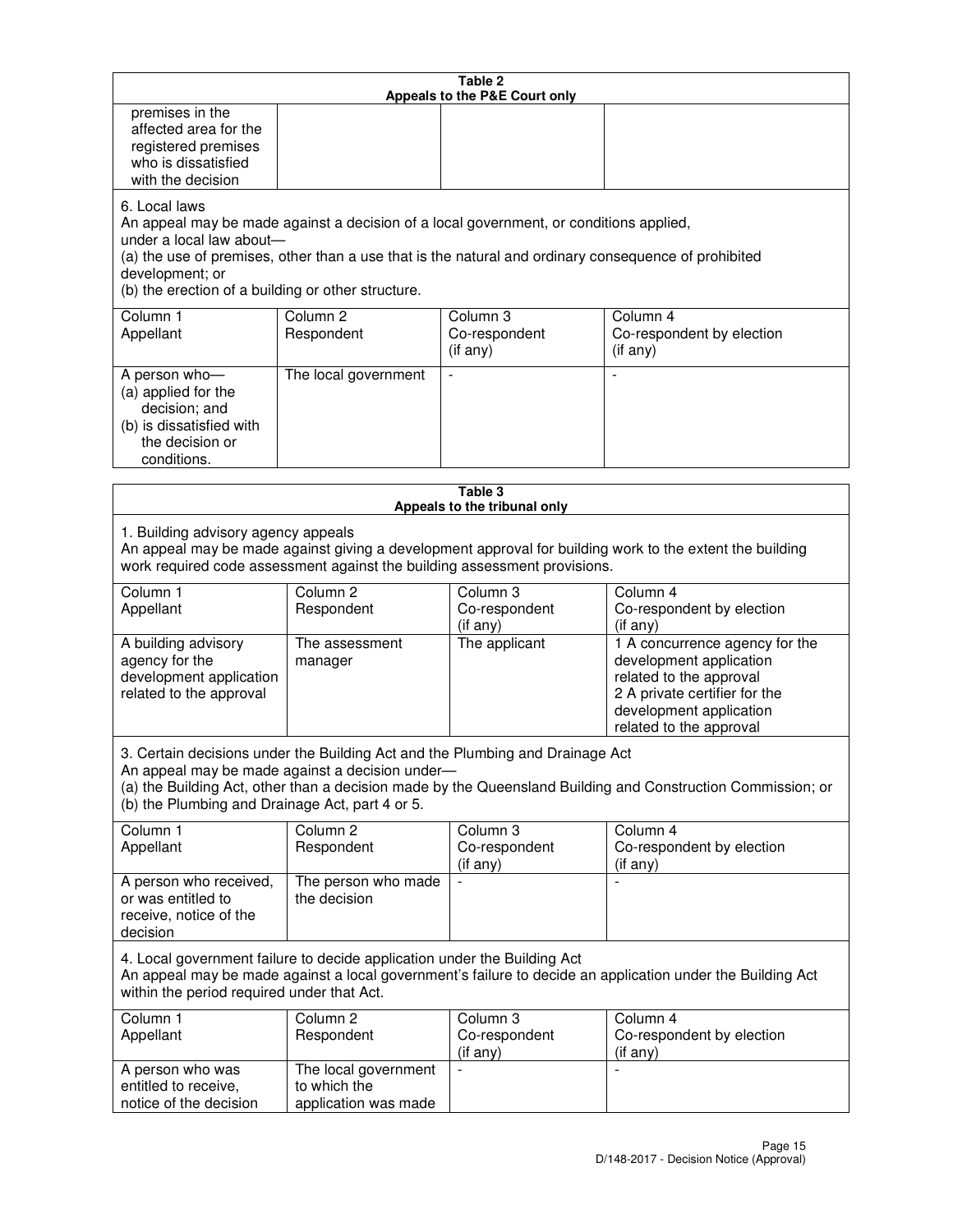| Table 2<br>Appeals to the P&E Court only | | | |
|---|---|---|---|
| premises in the affected area for the registered premises who is dissatisfied with the decision | | | |
| 6. Local laws<br>An appeal may be made against a decision of a local government, or conditions applied, under a local law about—<br>(a) the use of premises, other than a use that is the natural and ordinary consequence of prohibited development; or<br>(b) the erection of a building or other structure. | | | |
| Column 1<br>Appellant | Column 2<br>Respondent | Column 3<br>Co-respondent<br>(if any) | Column 4<br>Co-respondent by election<br>(if any) |
| A person who—<br>(a) applied for the decision; and<br>(b) is dissatisfied with the decision or conditions. | The local government | - | - |

| Table 3<br>Appeals to the tribunal only | | | |
|---|---|---|---|
| 1. Building advisory agency appeals<br>An appeal may be made against giving a development approval for building work to the extent the building work required code assessment against the building assessment provisions. | | | |
| Column 1<br>Appellant | Column 2<br>Respondent | Column 3<br>Co-respondent<br>(if any) | Column 4<br>Co-respondent by election<br>(if any) |
| A building advisory agency for the development application related to the approval | The assessment manager | The applicant | 1 A concurrence agency for the development application related to the approval<br>2 A private certifier for the development application related to the approval |
| 3. Certain decisions under the Building Act and the Plumbing and Drainage Act<br>An appeal may be made against a decision under—<br>(a) the Building Act, other than a decision made by the Queensland Building and Construction Commission; or<br>(b) the Plumbing and Drainage Act, part 4 or 5. | | | |
| Column 1<br>Appellant | Column 2<br>Respondent | Column 3<br>Co-respondent<br>(if any) | Column 4<br>Co-respondent by election<br>(if any) |
| A person who received, or was entitled to receive, notice of the decision | The person who made the decision | - | - |
| 4. Local government failure to decide application under the Building Act<br>An appeal may be made against a local government's failure to decide an application under the Building Act within the period required under that Act. | | | |
| Column 1<br>Appellant | Column 2<br>Respondent | Column 3<br>Co-respondent<br>(if any) | Column 4<br>Co-respondent by election<br>(if any) |
| A person who was entitled to receive, notice of the decision | The local government to which the application was made | - | - |

D/148-2017 - Decision Notice (Approval)